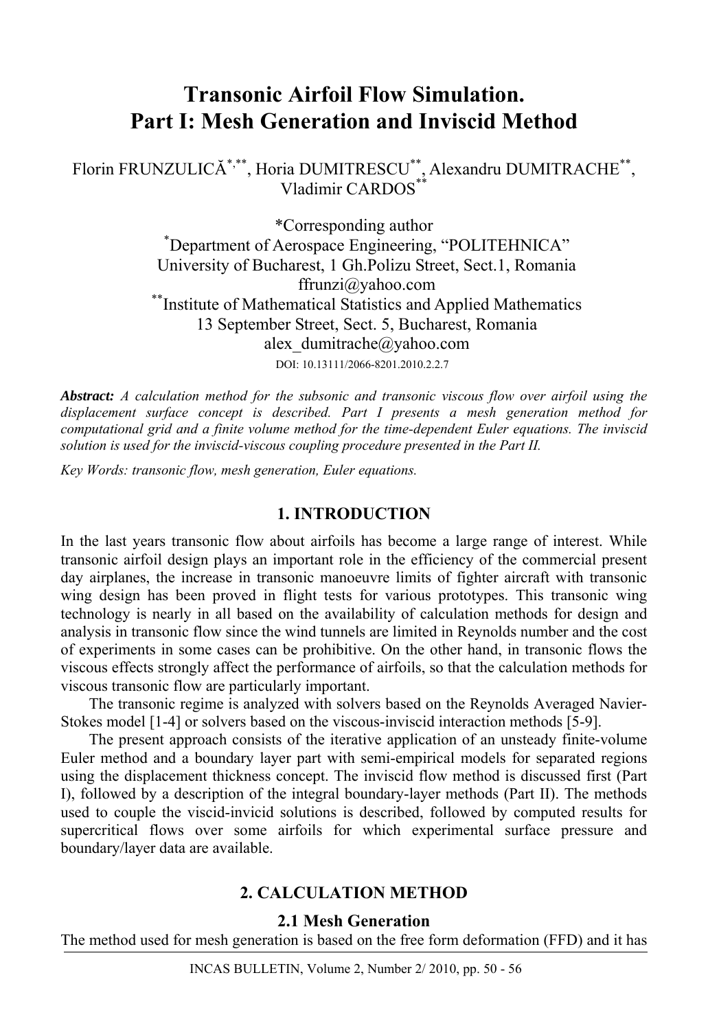# Transonic Airfoil Flow Simulation. Part I: Mesh Generation and Inviscid Method

Florin FRUNZULICĂ[*,**], Horia DUMITRESCU[**], Alexandru DUMITRACHE[**], Vladimir CARDOS[**]

*Corresponding author
[*]Department of Aerospace Engineering, "POLITEHNICA" University of Bucharest, 1 Gh.Polizu Street, Sect.1, Romania
ffrunzi@yahoo.com
[**]Institute of Mathematical Statistics and Applied Mathematics
13 September Street, Sect. 5, Bucharest, Romania
alex_dumitrache@yahoo.com

DOI: 10.13111/2066-8201.2010.2.2.7

***Abstract:*** *A calculation method for the subsonic and transonic viscous flow over airfoil using the displacement surface concept is described. Part I presents a mesh generation method for computational grid and a finite volume method for the time-dependent Euler equations. The inviscid solution is used for the inviscid-viscous coupling procedure presented in the Part II.*

*Key Words: transonic flow, mesh generation, Euler equations.*

## 1. INTRODUCTION

In the last years transonic flow about airfoils has become a large range of interest. While transonic airfoil design plays an important role in the efficiency of the commercial present day airplanes, the increase in transonic manoeuvre limits of fighter aircraft with transonic wing design has been proved in flight tests for various prototypes. This transonic wing technology is nearly in all based on the availability of calculation methods for design and analysis in transonic flow since the wind tunnels are limited in Reynolds number and the cost of experiments in some cases can be prohibitive. On the other hand, in transonic flows the viscous effects strongly affect the performance of airfoils, so that the calculation methods for viscous transonic flow are particularly important.

The transonic regime is analyzed with solvers based on the Reynolds Averaged Navier-Stokes model [1-4] or solvers based on the viscous-inviscid interaction methods [5-9].

The present approach consists of the iterative application of an unsteady finite-volume Euler method and a boundary layer part with semi-empirical models for separated regions using the displacement thickness concept. The inviscid flow method is discussed first (Part I), followed by a description of the integral boundary-layer methods (Part II). The methods used to couple the viscid-invicid solutions is described, followed by computed results for supercritical flows over some airfoils for which experimental surface pressure and boundary/layer data are available.

## 2. CALCULATION METHOD

### 2.1 Mesh Generation

The method used for mesh generation is based on the free form deformation (FFD) and it has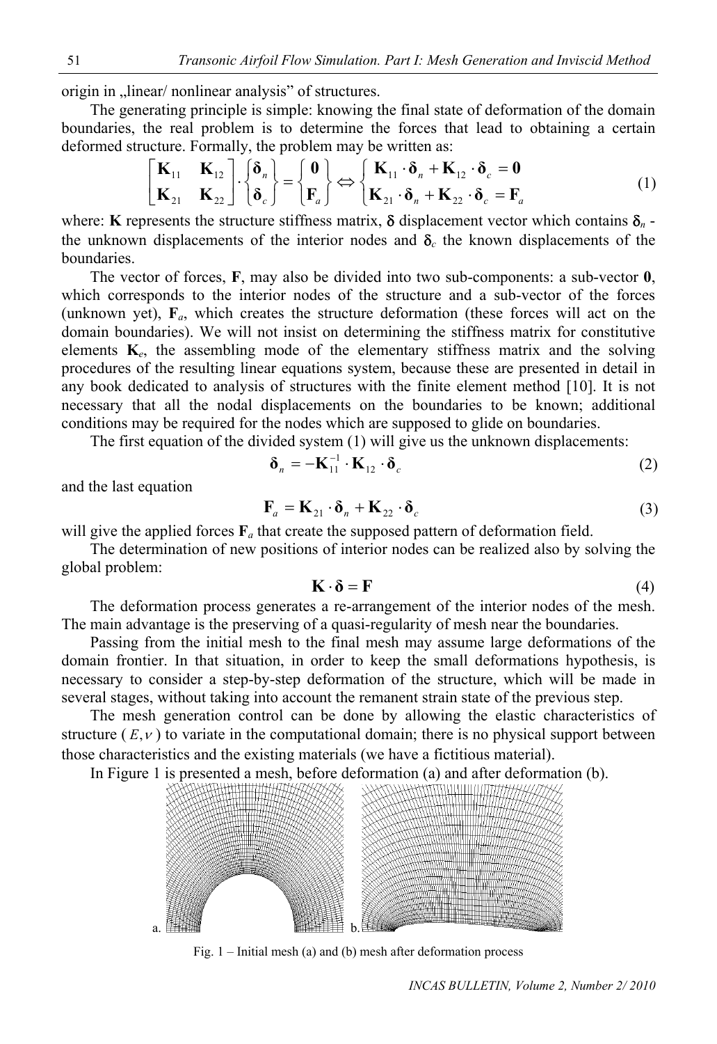origin in „linear/ nonlinear analysis" of structures.

The generating principle is simple: knowing the final state of deformation of the domain boundaries, the real problem is to determine the forces that lead to obtaining a certain deformed structure. Formally, the problem may be written as:

$$\begin{bmatrix} \mathbf{K}_{11} & \mathbf{K}_{12} \\ \mathbf{K}_{21} & \mathbf{K}_{22} \end{bmatrix} \cdot \begin{Bmatrix} \boldsymbol{\delta}_n \\ \boldsymbol{\delta}_c \end{Bmatrix} = \begin{Bmatrix} \mathbf{0} \\ \mathbf{F}_a \end{Bmatrix} \Leftrightarrow \begin{cases} \mathbf{K}_{11} \cdot \boldsymbol{\delta}_n + \mathbf{K}_{12} \cdot \boldsymbol{\delta}_c = \mathbf{0} \\ \mathbf{K}_{21} \cdot \boldsymbol{\delta}_n + \mathbf{K}_{22} \cdot \boldsymbol{\delta}_c = \mathbf{F}_a \end{cases} \tag{1}$$

where: $\mathbf{K}$ represents the structure stiffness matrix, $\boldsymbol{\delta}$ displacement vector which contains $\boldsymbol{\delta}_n$ - the unknown displacements of the interior nodes and $\boldsymbol{\delta}_c$ the known displacements of the boundaries.

The vector of forces, $\mathbf{F}$, may also be divided into two sub-components: a sub-vector $\mathbf{0}$, which corresponds to the interior nodes of the structure and a sub-vector of the forces (unknown yet), $\mathbf{F}_a$, which creates the structure deformation (these forces will act on the domain boundaries). We will not insist on determining the stiffness matrix for constitutive elements $\mathbf{K}_e$, the assembling mode of the elementary stiffness matrix and the solving procedures of the resulting linear equations system, because these are presented in detail in any book dedicated to analysis of structures with the finite element method [10]. It is not necessary that all the nodal displacements on the boundaries to be known; additional conditions may be required for the nodes which are supposed to glide on boundaries.

The first equation of the divided system (1) will give us the unknown displacements:

$$\boldsymbol{\delta}_n = -\mathbf{K}_{11}^{-1} \cdot \mathbf{K}_{12} \cdot \boldsymbol{\delta}_c \tag{2}$$

and the last equation

$$\mathbf{F}_a = \mathbf{K}_{21} \cdot \boldsymbol{\delta}_n + \mathbf{K}_{22} \cdot \boldsymbol{\delta}_c \tag{3}$$

will give the applied forces $\mathbf{F}_a$ that create the supposed pattern of deformation field.

The determination of new positions of interior nodes can be realized also by solving the global problem:

$$\mathbf{K} \cdot \boldsymbol{\delta} = \mathbf{F} \tag{4}$$

The deformation process generates a re-arrangement of the interior nodes of the mesh. The main advantage is the preserving of a quasi-regularity of mesh near the boundaries.

Passing from the initial mesh to the final mesh may assume large deformations of the domain frontier. In that situation, in order to keep the small deformations hypothesis, is necessary to consider a step-by-step deformation of the structure, which will be made in several stages, without taking into account the remanent strain state of the previous step.

The mesh generation control can be done by allowing the elastic characteristics of structure ($E, \nu$) to variate in the computational domain; there is no physical support between those characteristics and the existing materials (we have a fictitious material).

In Figure 1 is presented a mesh, before deformation (a) and after deformation (b).

a. b.

Fig. 1 – Initial mesh (a) and (b) mesh after deformation process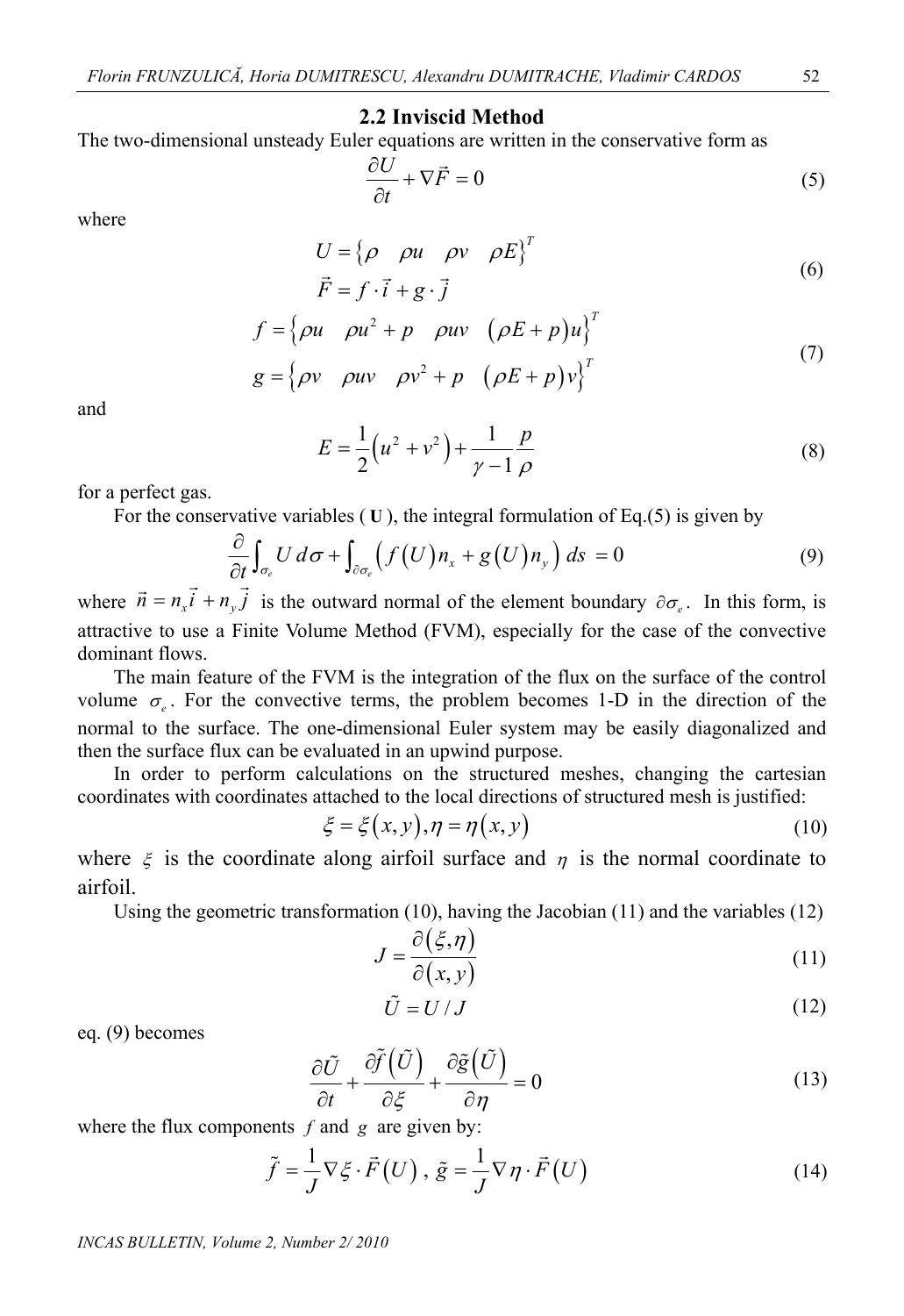### 2.2 Inviscid Method

The two-dimensional unsteady Euler equations are written in the conservative form as

$$\frac{\partial U}{\partial t} + \nabla \vec{F} = 0 \tag{5}$$

where

$$U = \left\{ \rho \quad \rho u \quad \rho v \quad \rho E \right\}^T$$
$$\vec{F} = f \cdot \vec{i} + g \cdot \vec{j} \tag{6}$$

$$f = \left\{ \rho u \quad \rho u^2 + p \quad \rho u v \quad \left( \rho E + p \right) u \right\}^T$$
$$g = \left\{ \rho v \quad \rho u v \quad \rho v^2 + p \quad \left( \rho E + p \right) v \right\}^T \tag{7}$$

and

$$E = \frac{1}{2}\left( u^2 + v^2 \right) + \frac{1}{\gamma - 1}\frac{p}{\rho} \tag{8}$$

for a perfect gas.

For the conservative variables ( $\mathbf{U}$ ), the integral formulation of Eq.(5) is given by

$$\frac{\partial}{\partial t}\int_{\sigma_e} U \, d\sigma + \int_{\partial \sigma_e} \left( f(U) n_x + g(U) n_y \right) ds = 0 \tag{9}$$

where $\vec{n} = n_x \vec{i} + n_y \vec{j}$ is the outward normal of the element boundary $\partial \sigma_e$. In this form, is attractive to use a Finite Volume Method (FVM), especially for the case of the convective dominant flows.

The main feature of the FVM is the integration of the flux on the surface of the control volume $\sigma_e$. For the convective terms, the problem becomes 1-D in the direction of the normal to the surface. The one-dimensional Euler system may be easily diagonalized and then the surface flux can be evaluated in an upwind purpose.

In order to perform calculations on the structured meshes, changing the cartesian coordinates with coordinates attached to the local directions of structured mesh is justified:

$$\xi = \xi(x, y), \eta = \eta(x, y) \tag{10}$$

where $\xi$ is the coordinate along airfoil surface and $\eta$ is the normal coordinate to airfoil.

Using the geometric transformation (10), having the Jacobian (11) and the variables (12)

$$J = \frac{\partial(\xi, \eta)}{\partial(x, y)} \tag{11}$$

$$\tilde{U} = U / J \tag{12}$$

eq. (9) becomes

$$\frac{\partial \tilde{U}}{\partial t} + \frac{\partial \tilde{f}\left(\tilde{U}\right)}{\partial \xi} + \frac{\partial \tilde{g}\left(\tilde{U}\right)}{\partial \eta} = 0 \tag{13}$$

where the flux components $f$ and $g$ are given by:

$$\tilde{f} = \frac{1}{J}\nabla \xi \cdot \vec{F}(U), \; \tilde{g} = \frac{1}{J}\nabla \eta \cdot \vec{F}(U) \tag{14}$$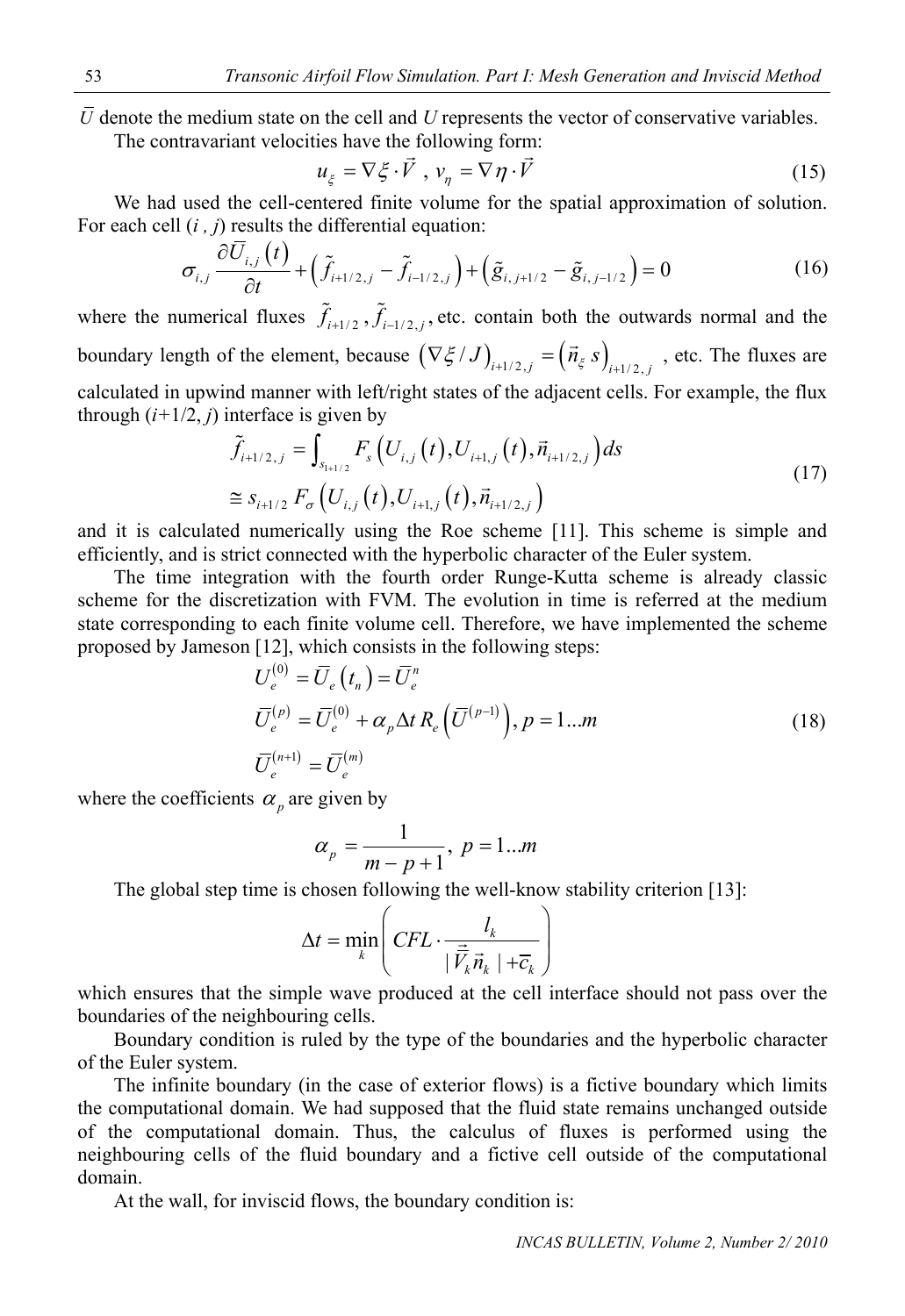$\bar{U}$ denote the medium state on the cell and $U$ represents the vector of conservative variables.

The contravariant velocities have the following form:

$$u_{\xi} = \nabla \xi \cdot \vec{V} \ , \ v_{\eta} = \nabla \eta \cdot \vec{V} \tag{15}$$

We had used the cell-centered finite volume for the spatial approximation of solution. For each cell $(i\ ,\ j)$ results the differential equation:

$$\sigma_{i,j} \frac{\partial \bar{U}_{i,j}(t)}{\partial t} + \left( \tilde{f}_{i+1/2,j} - \tilde{f}_{i-1/2,j} \right) + \left( \tilde{g}_{i,\,j+1/2} - \tilde{g}_{i,\,j-1/2} \right) = 0 \tag{16}$$

where the numerical fluxes $\tilde{f}_{i+1/2}\ , \tilde{f}_{i-1/2,j}$, etc. contain both the outwards normal and the boundary length of the element, because $\left( \nabla \xi / J \right)_{i+1/2,j} = \left( \vec{n}_{\xi}\ s \right)_{i+1/2,j}$ , etc. The fluxes are calculated in upwind manner with left/right states of the adjacent cells. For example, the flux through $(i+1/2,\ j)$ interface is given by

$$\begin{aligned} \tilde{f}_{i+1/2,j} &= \int_{s_{i+1/2}} F_s \left( U_{i,j}(t), U_{i+1,j}(t), \vec{n}_{i+1/2,j} \right) ds \\ &\cong s_{i+1/2}\, F_{\sigma} \left( U_{i,j}(t), U_{i+1,j}(t), \vec{n}_{i+1/2,j} \right) \end{aligned} \tag{17}$$

and it is calculated numerically using the Roe scheme [11]. This scheme is simple and efficiently, and is strict connected with the hyperbolic character of the Euler system.

The time integration with the fourth order Runge-Kutta scheme is already classic scheme for the discretization with FVM. The evolution in time is referred at the medium state corresponding to each finite volume cell. Therefore, we have implemented the scheme proposed by Jameson [12], which consists in the following steps:

$$\begin{aligned} & U_e^{(0)} = \bar{U}_e\left(t_n\right) = \bar{U}_e^n \\ & \bar{U}_e^{(p)} = \bar{U}_e^{(0)} + \alpha_p \Delta t\, R_e\left( \bar{U}^{(p-1)} \right), \ p = 1...m \\ & \bar{U}_e^{(n+1)} = \bar{U}_e^{(m)} \end{aligned} \tag{18}$$

where the coefficients $\alpha_p$ are given by

$$\alpha_p = \frac{1}{m-p+1}, \ p = 1...m$$

The global step time is chosen following the well-know stability criterion [13]:

$$\Delta t = \min_k \left( CFL \cdot \frac{l_k}{|\,\vec{\bar{V}}_k \vec{n}_k\,| + \bar{c}_k} \right)$$

which ensures that the simple wave produced at the cell interface should not pass over the boundaries of the neighbouring cells.

Boundary condition is ruled by the type of the boundaries and the hyperbolic character of the Euler system.

The infinite boundary (in the case of exterior flows) is a fictive boundary which limits the computational domain. We had supposed that the fluid state remains unchanged outside of the computational domain. Thus, the calculus of fluxes is performed using the neighbouring cells of the fluid boundary and a fictive cell outside of the computational domain.

At the wall, for inviscid flows, the boundary condition is: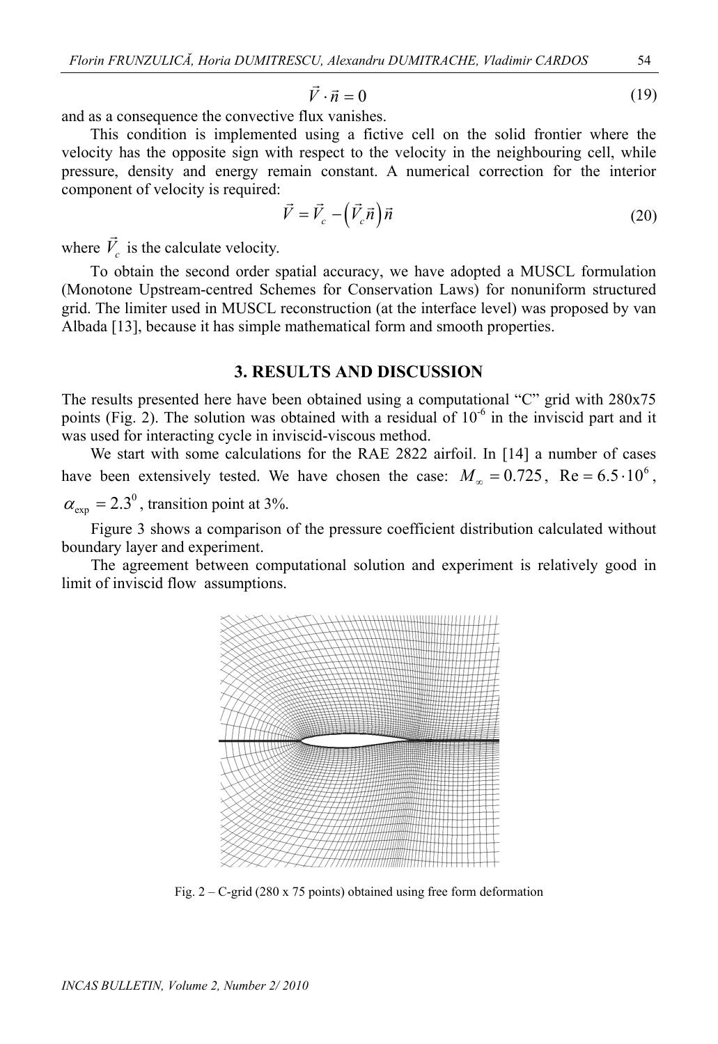$$\vec{V} \cdot \vec{n} = 0 \tag{19}$$

and as a consequence the convective flux vanishes.

This condition is implemented using a fictive cell on the solid frontier where the velocity has the opposite sign with respect to the velocity in the neighbouring cell, while pressure, density and energy remain constant. A numerical correction for the interior component of velocity is required:

$$\vec{V} = \vec{V}_c - \left(\vec{V}_c \vec{n}\right)\vec{n} \tag{20}$$

where $\vec{V}_c$ is the calculate velocity.

To obtain the second order spatial accuracy, we have adopted a MUSCL formulation (Monotone Upstream-centred Schemes for Conservation Laws) for nonuniform structured grid. The limiter used in MUSCL reconstruction (at the interface level) was proposed by van Albada [13], because it has simple mathematical form and smooth properties.

## 3. RESULTS AND DISCUSSION

The results presented here have been obtained using a computational "C" grid with 280x75 points (Fig. 2). The solution was obtained with a residual of $10^{-6}$ in the inviscid part and it was used for interacting cycle in inviscid-viscous method.

We start with some calculations for the RAE 2822 airfoil. In [14] a number of cases have been extensively tested. We have chosen the case: $M_\infty = 0.725$, $\mathrm{Re} = 6.5 \cdot 10^6$, $\alpha_{\exp} = 2.3^0$, transition point at 3%.

Figure 3 shows a comparison of the pressure coefficient distribution calculated without boundary layer and experiment.

The agreement between computational solution and experiment is relatively good in limit of inviscid flow assumptions.

Fig. 2 – C-grid (280 x 75 points) obtained using free form deformation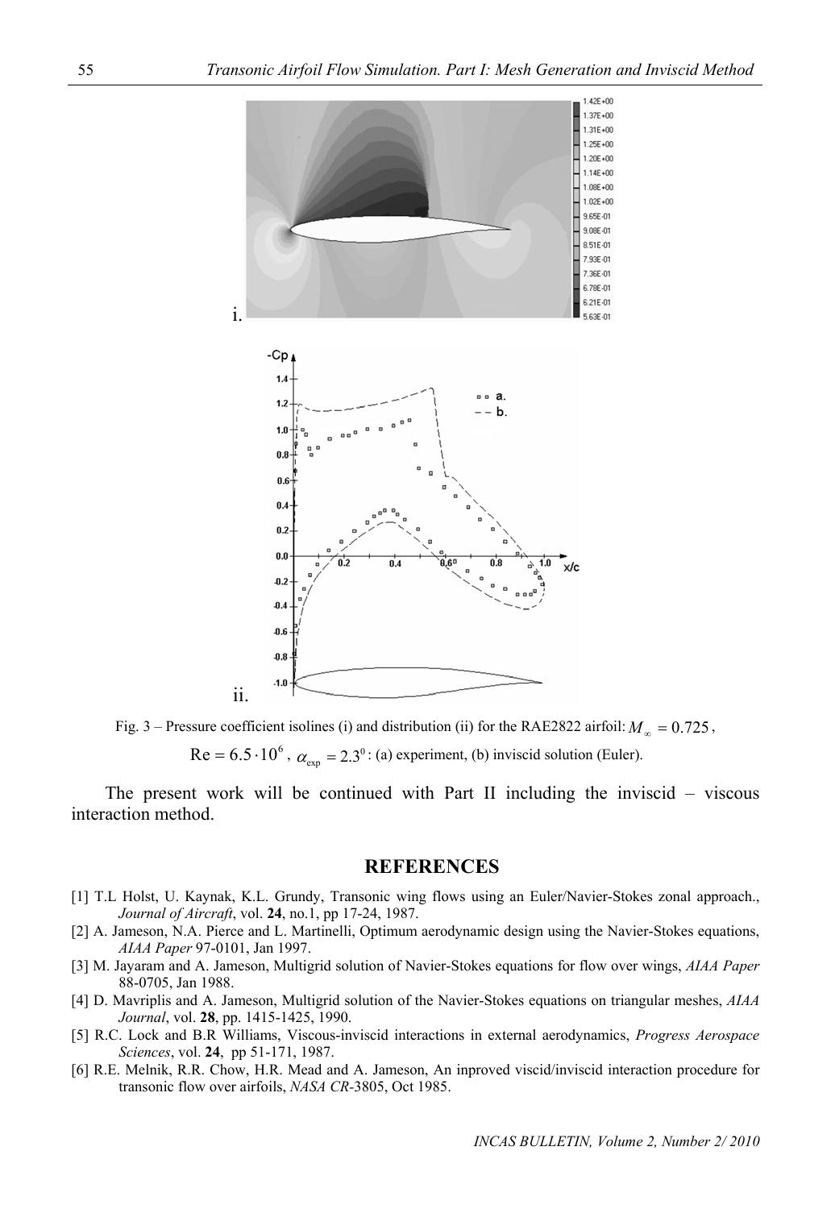i.

ii.

Fig. 3 – Pressure coefficient isolines (i) and distribution (ii) for the RAE2822 airfoil: $M_{\infty} = 0.725$, $\mathrm{Re} = 6.5 \cdot 10^{6}$, $\alpha_{\exp} = 2.3^{0}$: (a) experiment, (b) inviscid solution (Euler).

The present work will be continued with Part II including the inviscid – viscous interaction method.

## REFERENCES

[1] T.L Holst, U. Kaynak, K.L. Grundy, Transonic wing flows using an Euler/Navier-Stokes zonal approach., *Journal of Aircraft*, vol. **24**, no.1, pp 17-24, 1987.

[2] A. Jameson, N.A. Pierce and L. Martinelli, Optimum aerodynamic design using the Navier-Stokes equations, *AIAA Paper* 97-0101, Jan 1997.

[3] M. Jayaram and A. Jameson, Multigrid solution of Navier-Stokes equations for flow over wings, *AIAA Paper* 88-0705, Jan 1988.

[4] D. Mavriplis and A. Jameson, Multigrid solution of the Navier-Stokes equations on triangular meshes, *AIAA Journal*, vol. **28**, pp. 1415-1425, 1990.

[5] R.C. Lock and B.R Williams, Viscous-inviscid interactions in external aerodynamics, *Progress Aerospace Sciences*, vol. **24**, pp 51-171, 1987.

[6] R.E. Melnik, R.R. Chow, H.R. Mead and A. Jameson, An inproved viscid/inviscid interaction procedure for transonic flow over airfoils, *NASA CR*-3805, Oct 1985.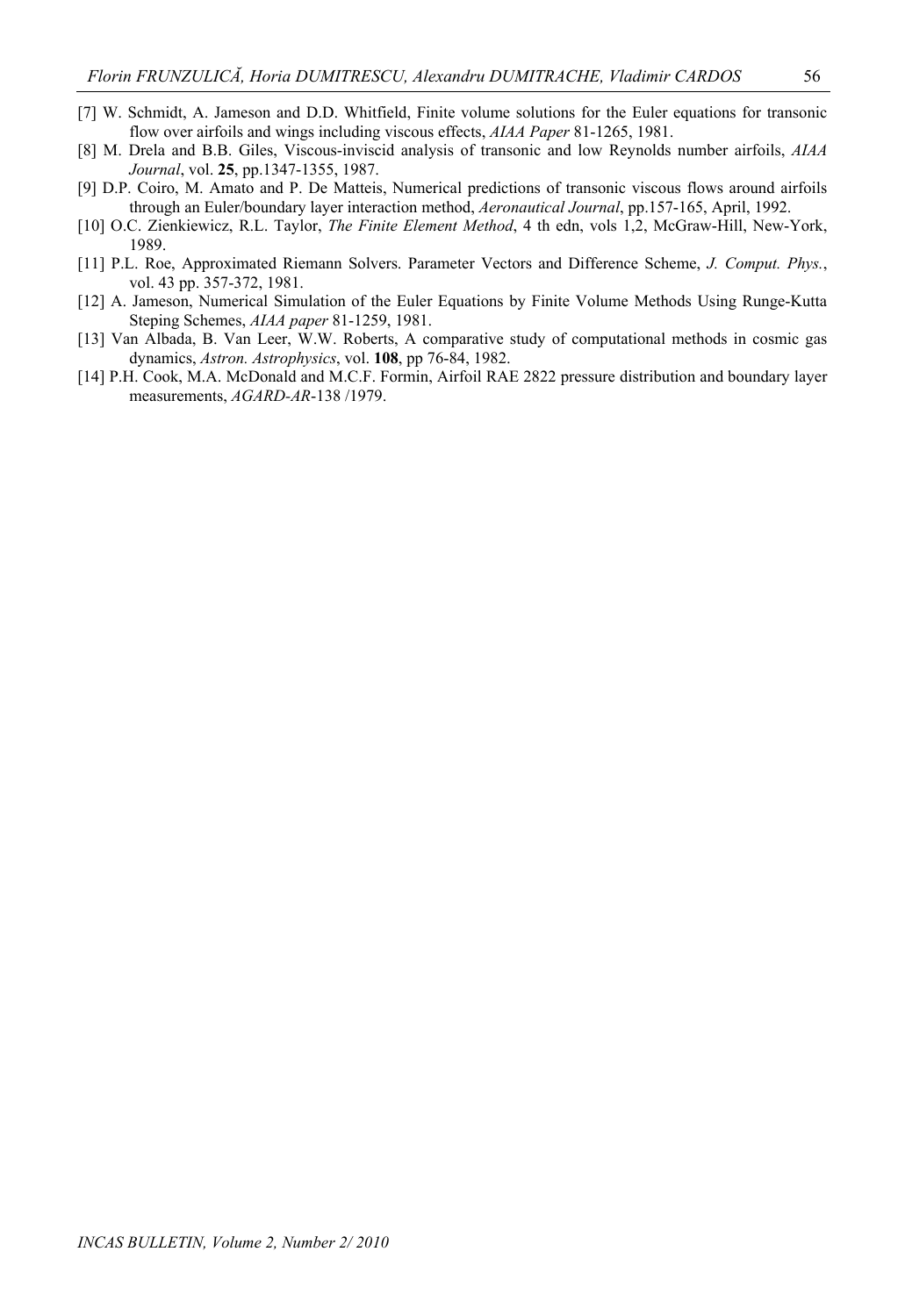[7] W. Schmidt, A. Jameson and D.D. Whitfield, Finite volume solutions for the Euler equations for transonic flow over airfoils and wings including viscous effects, *AIAA Paper* 81-1265, 1981.

[8] M. Drela and B.B. Giles, Viscous-inviscid analysis of transonic and low Reynolds number airfoils, *AIAA Journal*, vol. **25**, pp.1347-1355, 1987.

[9] D.P. Coiro, M. Amato and P. De Matteis, Numerical predictions of transonic viscous flows around airfoils through an Euler/boundary layer interaction method, *Aeronautical Journal*, pp.157-165, April, 1992.

[10] O.C. Zienkiewicz, R.L. Taylor, *The Finite Element Method*, 4 th edn, vols 1,2, McGraw-Hill, New-York, 1989.

[11] P.L. Roe, Approximated Riemann Solvers. Parameter Vectors and Difference Scheme, *J. Comput. Phys.*, vol. 43 pp. 357-372, 1981.

[12] A. Jameson, Numerical Simulation of the Euler Equations by Finite Volume Methods Using Runge-Kutta Steping Schemes, *AIAA paper* 81-1259, 1981.

[13] Van Albada, B. Van Leer, W.W. Roberts, A comparative study of computational methods in cosmic gas dynamics, *Astron. Astrophysics*, vol. **108**, pp 76-84, 1982.

[14] P.H. Cook, M.A. McDonald and M.C.F. Formin, Airfoil RAE 2822 pressure distribution and boundary layer measurements, *AGARD-AR*-138 /1979.